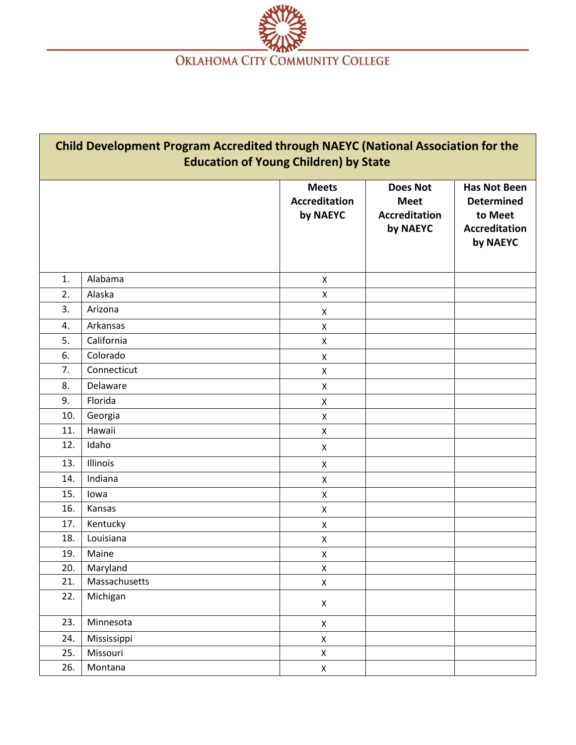Oklahoma City Community College

| Child Development Program Accredited through NAEYC (National Association for the Education of Young Children) by State | | | | |
|---|---|---|---|---|
| | | Meets Accreditation by NAEYC | Does Not Meet Accreditation by NAEYC | Has Not Been Determined to Meet Accreditation by NAEYC |
| 1. | Alabama | X | | |
| 2. | Alaska | X | | |
| 3. | Arizona | X | | |
| 4. | Arkansas | X | | |
| 5. | California | X | | |
| 6. | Colorado | X | | |
| 7. | Connecticut | X | | |
| 8. | Delaware | X | | |
| 9. | Florida | X | | |
| 10. | Georgia | X | | |
| 11. | Hawaii | X | | |
| 12. | Idaho | X | | |
| 13. | Illinois | X | | |
| 14. | Indiana | X | | |
| 15. | Iowa | X | | |
| 16. | Kansas | X | | |
| 17. | Kentucky | X | | |
| 18. | Louisiana | X | | |
| 19. | Maine | X | | |
| 20. | Maryland | X | | |
| 21. | Massachusetts | X | | |
| 22. | Michigan | X | | |
| 23. | Minnesota | X | | |
| 24. | Mississippi | X | | |
| 25. | Missouri | X | | |
| 26. | Montana | X | | |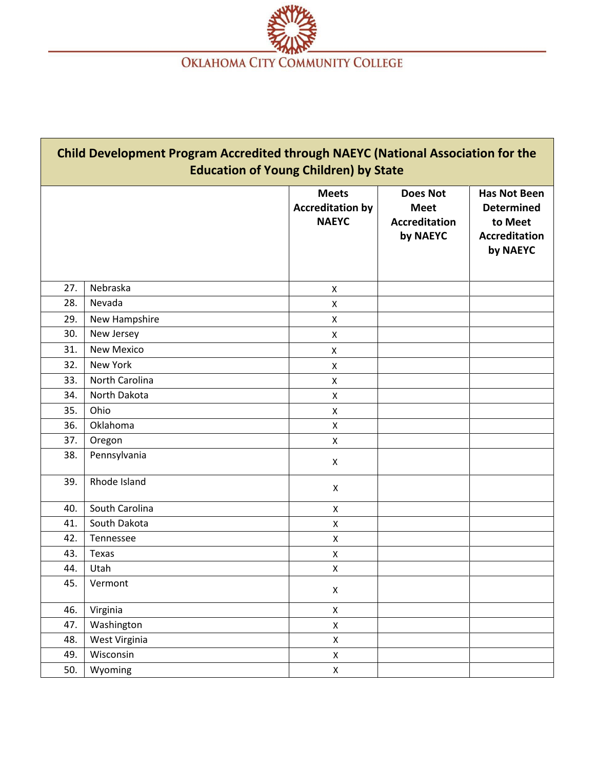| Child Development Program Accredited through NAEYC (National Association for the Education of Young Children) by State | | | | |
|---|---|---|---|---|
| | | Meets Accreditation by NAEYC | Does Not Meet Accreditation by NAEYC | Has Not Been Determined to Meet Accreditation by NAEYC |
| 27. | Nebraska | X | | |
| 28. | Nevada | X | | |
| 29. | New Hampshire | X | | |
| 30. | New Jersey | X | | |
| 31. | New Mexico | X | | |
| 32. | New York | X | | |
| 33. | North Carolina | X | | |
| 34. | North Dakota | X | | |
| 35. | Ohio | X | | |
| 36. | Oklahoma | X | | |
| 37. | Oregon | X | | |
| 38. | Pennsylvania | X | | |
| 39. | Rhode Island | X | | |
| 40. | South Carolina | X | | |
| 41. | South Dakota | X | | |
| 42. | Tennessee | X | | |
| 43. | Texas | X | | |
| 44. | Utah | X | | |
| 45. | Vermont | X | | |
| 46. | Virginia | X | | |
| 47. | Washington | X | | |
| 48. | West Virginia | X | | |
| 49. | Wisconsin | X | | |
| 50. | Wyoming | X | | |